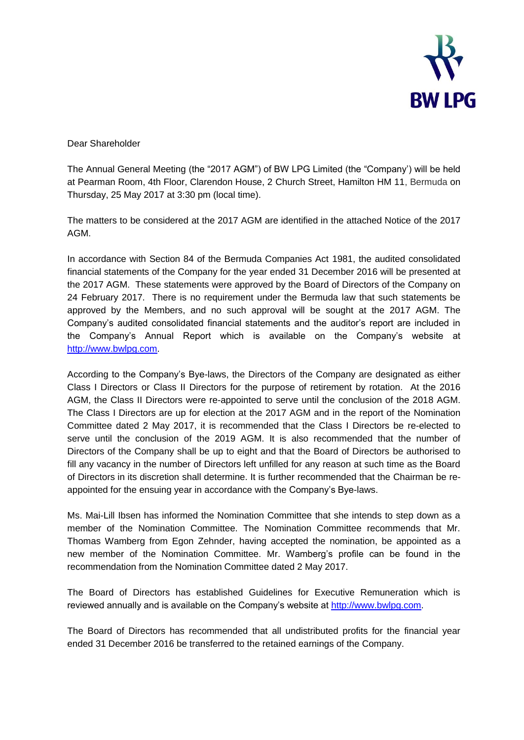Dear Shareholder

The Annual General Meeting (the "2017 AGM") of BW LPG Limited (the "Company') will be held at Pearman Room, 4th Floor, Clarendon House, 2 Church Street, Hamilton HM 11, Bermuda on Thursday, 25 May 2017 at 3:30 pm (local time).

The matters to be considered at the 2017 AGM are identified in the attached Notice of the 2017 AGM.

In accordance with Section 84 of the Bermuda Companies Act 1981, the audited consolidated financial statements of the Company for the year ended 31 December 2016 will be presented at the 2017 AGM. These statements were approved by the Board of Directors of the Company on 24 February 2017. There is no requirement under the Bermuda law that such statements be approved by the Members, and no such approval will be sought at the 2017 AGM. The Company's audited consolidated financial statements and the auditor's report are included in the Company's Annual Report which is available on the Company's website at http://www.bwlpg.com.

According to the Company's Bye-laws, the Directors of the Company are designated as either Class I Directors or Class II Directors for the purpose of retirement by rotation. At the 2016 AGM, the Class II Directors were re-appointed to serve until the conclusion of the 2018 AGM. The Class I Directors are up for election at the 2017 AGM and in the report of the Nomination Committee dated 2 May 2017, it is recommended that the Class I Directors be re-elected to serve until the conclusion of the 2019 AGM. It is also recommended that the number of Directors of the Company shall be up to eight and that the Board of Directors be authorised to fill any vacancy in the number of Directors left unfilled for any reason at such time as the Board of Directors in its discretion shall determine. It is further recommended that the Chairman be re-appointed for the ensuing year in accordance with the Company's Bye-laws.

Ms. Mai-Lill Ibsen has informed the Nomination Committee that she intends to step down as a member of the Nomination Committee. The Nomination Committee recommends that Mr. Thomas Wamberg from Egon Zehnder, having accepted the nomination, be appointed as a new member of the Nomination Committee. Mr. Wamberg's profile can be found in the recommendation from the Nomination Committee dated 2 May 2017.

The Board of Directors has established Guidelines for Executive Remuneration which is reviewed annually and is available on the Company's website at http://www.bwlpg.com.

The Board of Directors has recommended that all undistributed profits for the financial year ended 31 December 2016 be transferred to the retained earnings of the Company.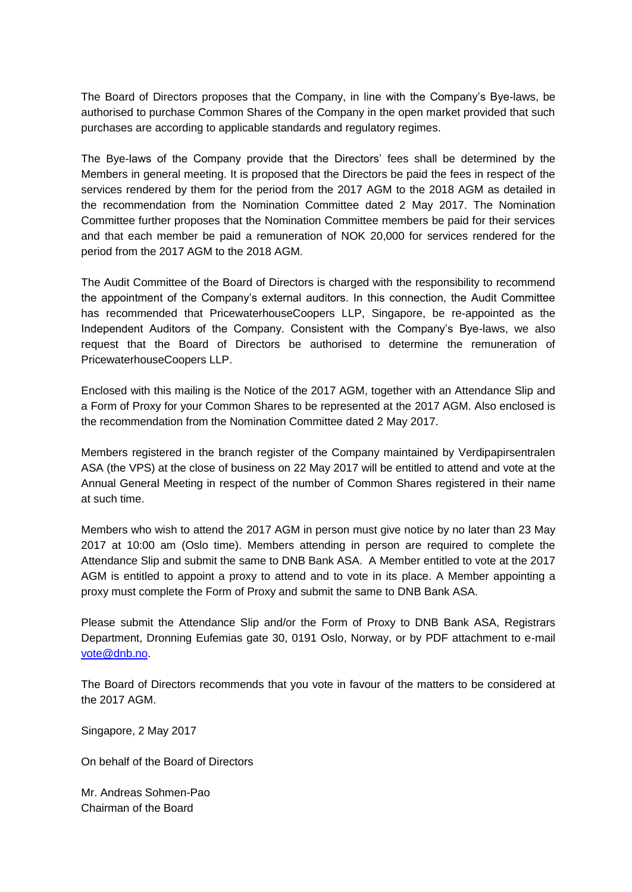The Board of Directors proposes that the Company, in line with the Company's Bye-laws, be authorised to purchase Common Shares of the Company in the open market provided that such purchases are according to applicable standards and regulatory regimes.

The Bye-laws of the Company provide that the Directors' fees shall be determined by the Members in general meeting. It is proposed that the Directors be paid the fees in respect of the services rendered by them for the period from the 2017 AGM to the 2018 AGM as detailed in the recommendation from the Nomination Committee dated 2 May 2017. The Nomination Committee further proposes that the Nomination Committee members be paid for their services and that each member be paid a remuneration of NOK 20,000 for services rendered for the period from the 2017 AGM to the 2018 AGM.

The Audit Committee of the Board of Directors is charged with the responsibility to recommend the appointment of the Company's external auditors. In this connection, the Audit Committee has recommended that PricewaterhouseCoopers LLP, Singapore, be re-appointed as the Independent Auditors of the Company. Consistent with the Company's Bye-laws, we also request that the Board of Directors be authorised to determine the remuneration of PricewaterhouseCoopers LLP.

Enclosed with this mailing is the Notice of the 2017 AGM, together with an Attendance Slip and a Form of Proxy for your Common Shares to be represented at the 2017 AGM. Also enclosed is the recommendation from the Nomination Committee dated 2 May 2017.

Members registered in the branch register of the Company maintained by Verdipapirsentralen ASA (the VPS) at the close of business on 22 May 2017 will be entitled to attend and vote at the Annual General Meeting in respect of the number of Common Shares registered in their name at such time.

Members who wish to attend the 2017 AGM in person must give notice by no later than 23 May 2017 at 10:00 am (Oslo time). Members attending in person are required to complete the Attendance Slip and submit the same to DNB Bank ASA. A Member entitled to vote at the 2017 AGM is entitled to appoint a proxy to attend and to vote in its place. A Member appointing a proxy must complete the Form of Proxy and submit the same to DNB Bank ASA.

Please submit the Attendance Slip and/or the Form of Proxy to DNB Bank ASA, Registrars Department, Dronning Eufemias gate 30, 0191 Oslo, Norway, or by PDF attachment to e-mail vote@dnb.no.

The Board of Directors recommends that you vote in favour of the matters to be considered at the 2017 AGM.

Singapore, 2 May 2017

On behalf of the Board of Directors

Mr. Andreas Sohmen-Pao  
Chairman of the Board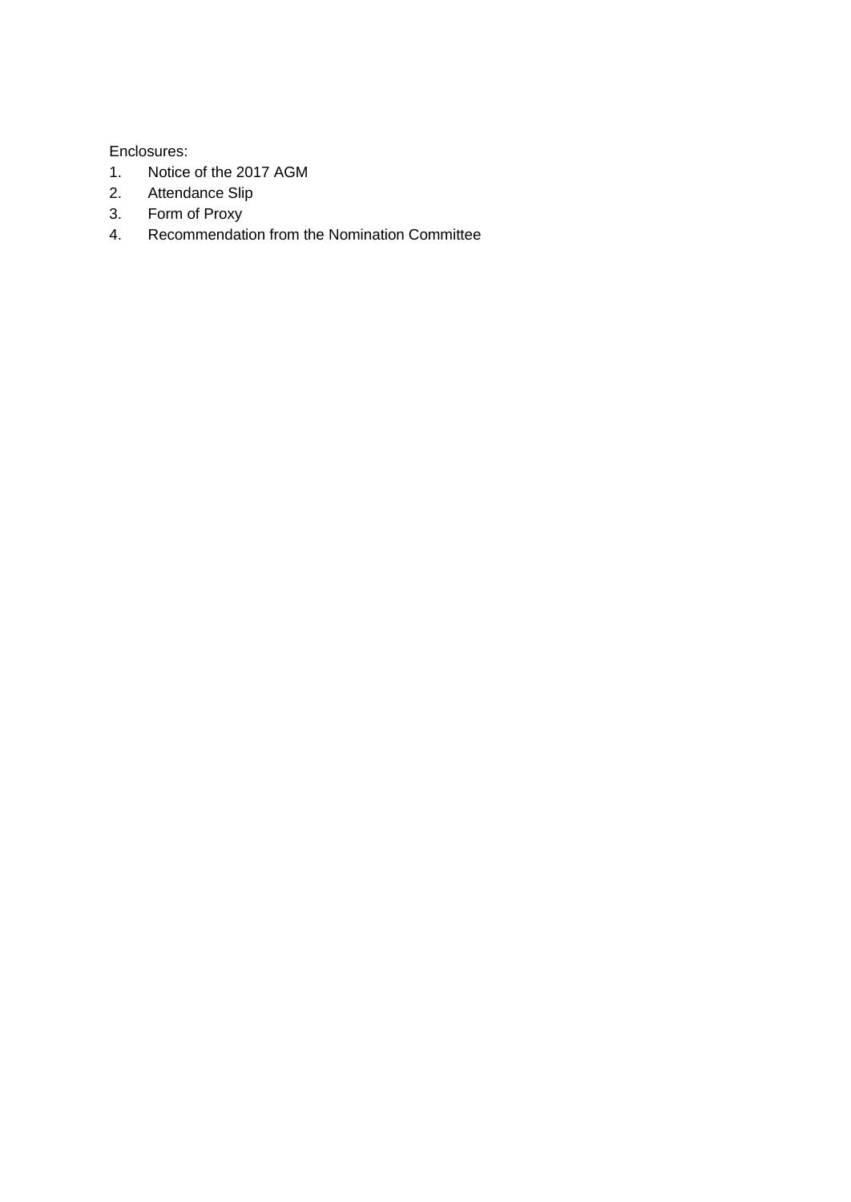Enclosures:

1. Notice of the 2017 AGM
2. Attendance Slip
3. Form of Proxy
4. Recommendation from the Nomination Committee